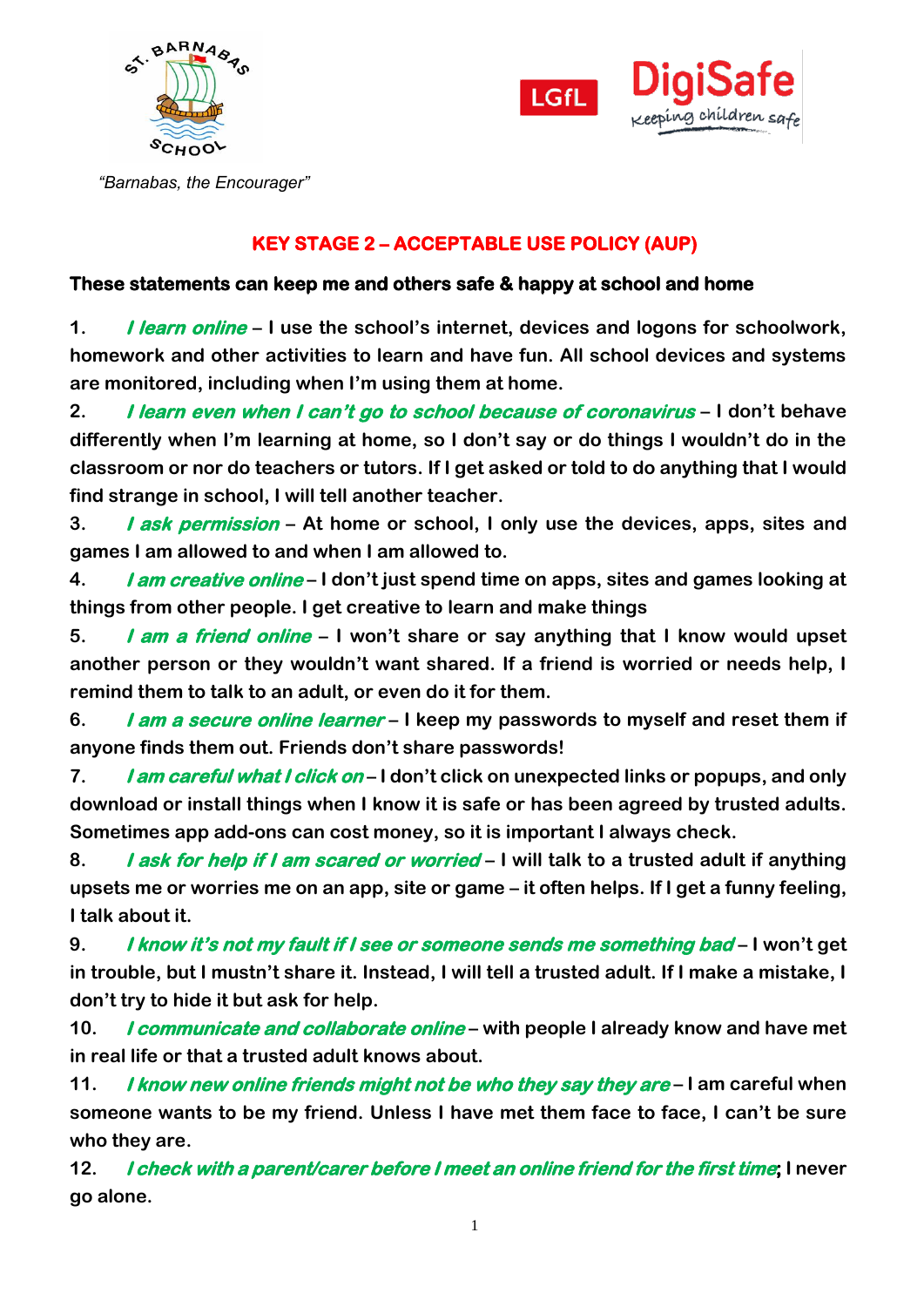"Barnabas, the Encourager"

## KEY STAGE 2 – ACCEPTABLE USE POLICY (AUP)

**These statements can keep me and others safe & happy at school and home**

1. ***I learn online*** – **I use the school's internet, devices and logons for schoolwork, homework and other activities to learn and have fun. All school devices and systems are monitored, including when I'm using them at home.**
2. ***I learn even when I can't go to school because of coronavirus*** – **I don't behave differently when I'm learning at home, so I don't say or do things I wouldn't do in the classroom or nor do teachers or tutors. If I get asked or told to do anything that I would find strange in school, I will tell another teacher.**
3. ***I ask permission*** – **At home or school, I only use the devices, apps, sites and games I am allowed to and when I am allowed to.**
4. ***I am creative online*** – **I don't just spend time on apps, sites and games looking at things from other people. I get creative to learn and make things**
5. ***I am a friend online*** – **I won't share or say anything that I know would upset another person or they wouldn't want shared. If a friend is worried or needs help, I remind them to talk to an adult, or even do it for them.**
6. ***I am a secure online learner*** – **I keep my passwords to myself and reset them if anyone finds them out. Friends don't share passwords!**
7. ***I am careful what I click on*** – **I don't click on unexpected links or popups, and only download or install things when I know it is safe or has been agreed by trusted adults. Sometimes app add-ons can cost money, so it is important I always check.**
8. ***I ask for help if I am scared or worried*** – **I will talk to a trusted adult if anything upsets me or worries me on an app, site or game – it often helps. If I get a funny feeling, I talk about it.**
9. ***I know it's not my fault if I see or someone sends me something bad*** – **I won't get in trouble, but I mustn't share it. Instead, I will tell a trusted adult. If I make a mistake, I don't try to hide it but ask for help.**
10. ***I communicate and collaborate online*** – **with people I already know and have met in real life or that a trusted adult knows about.**
11. ***I know new online friends might not be who they say they are*** – **I am careful when someone wants to be my friend. Unless I have met them face to face, I can't be sure who they are.**
12. ***I check with a parent/carer before I meet an online friend for the first time*****; I never go alone.**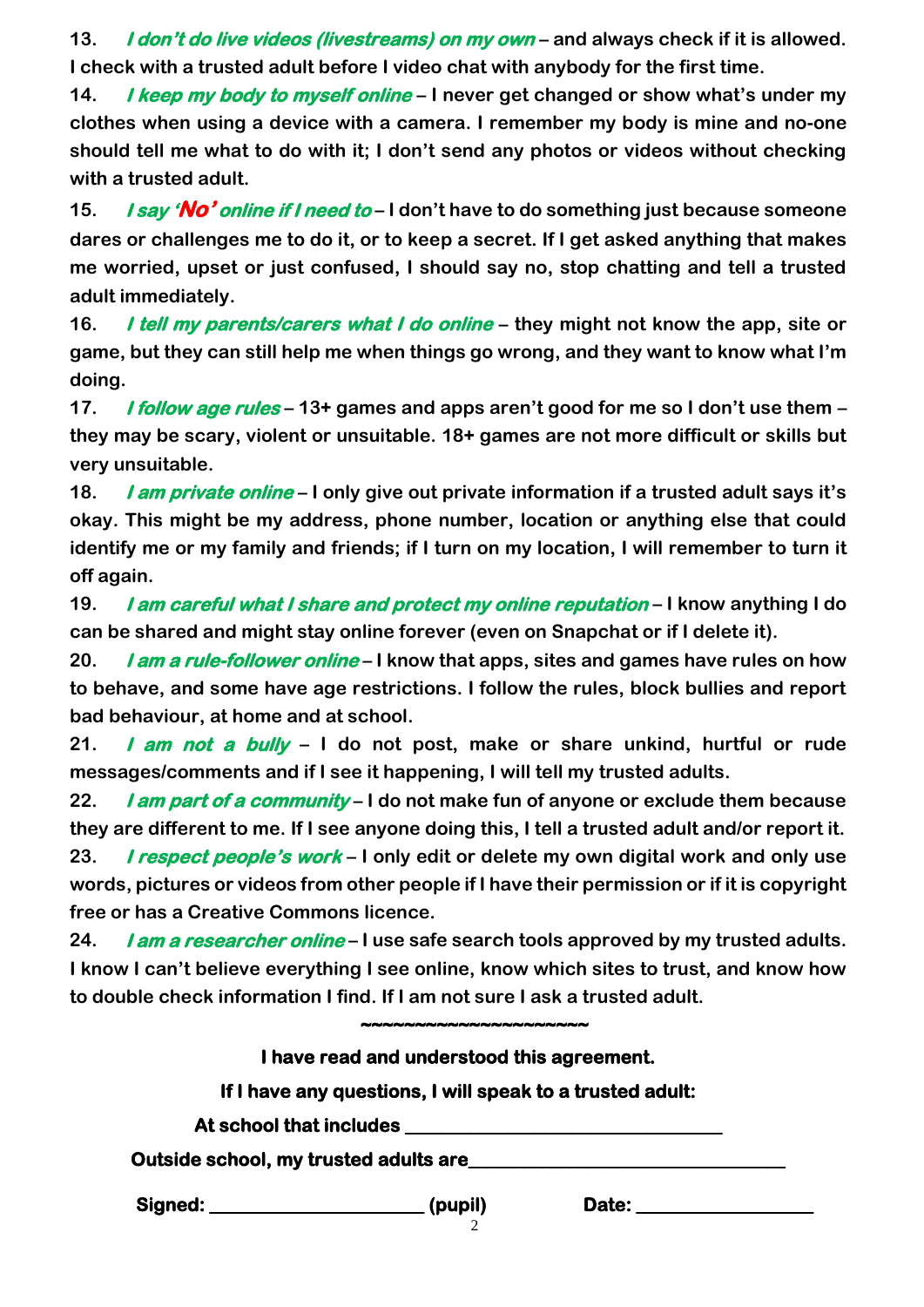13. ***I don't do live videos (livestreams) on my own*** **– and always check if it is allowed. I check with a trusted adult before I video chat with anybody for the first time.**

14. ***I keep my body to myself online*** **– I never get changed or show what's under my clothes when using a device with a camera. I remember my body is mine and no-one should tell me what to do with it; I don't send any photos or videos without checking with a trusted adult.**

15. ***I say 'No' online if I need to*** **– I don't have to do something just because someone dares or challenges me to do it, or to keep a secret. If I get asked anything that makes me worried, upset or just confused, I should say no, stop chatting and tell a trusted adult immediately.**

16. ***I tell my parents/carers what I do online*** **– they might not know the app, site or game, but they can still help me when things go wrong, and they want to know what I'm doing.**

17. ***I follow age rules*** **– 13+ games and apps aren't good for me so I don't use them – they may be scary, violent or unsuitable. 18+ games are not more difficult or skills but very unsuitable.**

18. ***I am private online*** **– I only give out private information if a trusted adult says it's okay. This might be my address, phone number, location or anything else that could identify me or my family and friends; if I turn on my location, I will remember to turn it off again.**

19. ***I am careful what I share and protect my online reputation*** **– I know anything I do can be shared and might stay online forever (even on Snapchat or if I delete it).**

20. ***I am a rule-follower online*** **– I know that apps, sites and games have rules on how to behave, and some have age restrictions. I follow the rules, block bullies and report bad behaviour, at home and at school.**

21. ***I am not a bully*** **– I do not post, make or share unkind, hurtful or rude messages/comments and if I see it happening, I will tell my trusted adults.**

22. ***I am part of a community*** **– I do not make fun of anyone or exclude them because they are different to me. If I see anyone doing this, I tell a trusted adult and/or report it.**

23. ***I respect people's work*** **– I only edit or delete my own digital work and only use words, pictures or videos from other people if I have their permission or if it is copyright free or has a Creative Commons licence.**

24. ***I am a researcher online*** **– I use safe search tools approved by my trusted adults. I know I can't believe everything I see online, know which sites to trust, and know how to double check information I find. If I am not sure I ask a trusted adult.**

~~~~~~~~~~~~~~~~~~~~~~

**I have read and understood this agreement.**

**If I have any questions, I will speak to a trusted adult:**

**At school that includes ______________________________**

**Outside school, my trusted adults are______________________________**

**Signed: ____________________ (pupil)** **Date: ________________**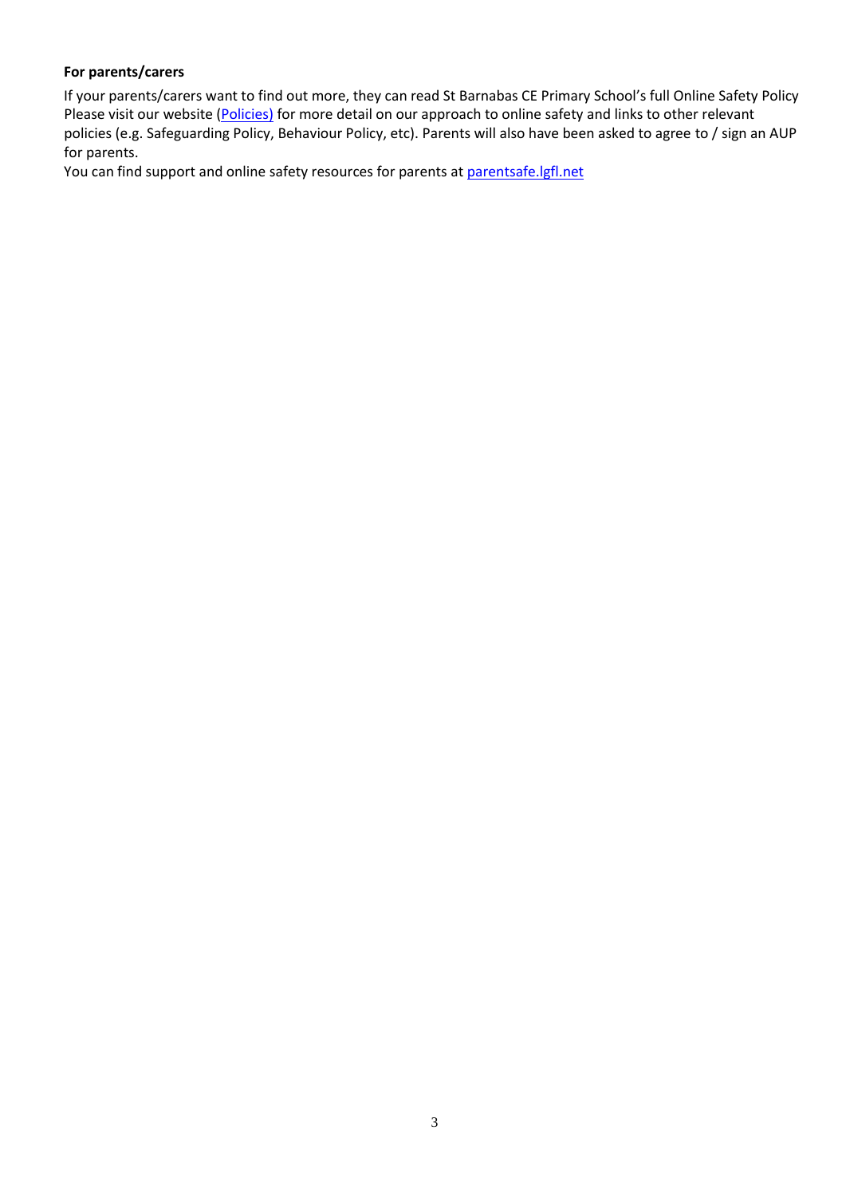**For parents/carers**

If your parents/carers want to find out more, they can read St Barnabas CE Primary School's full Online Safety Policy Please visit our website ([Policies)](Policies) for more detail on our approach to online safety and links to other relevant policies (e.g. Safeguarding Policy, Behaviour Policy, etc). Parents will also have been asked to agree to / sign an AUP for parents.

You can find support and online safety resources for parents at [parentsafe.lgfl.net](parentsafe.lgfl.net)